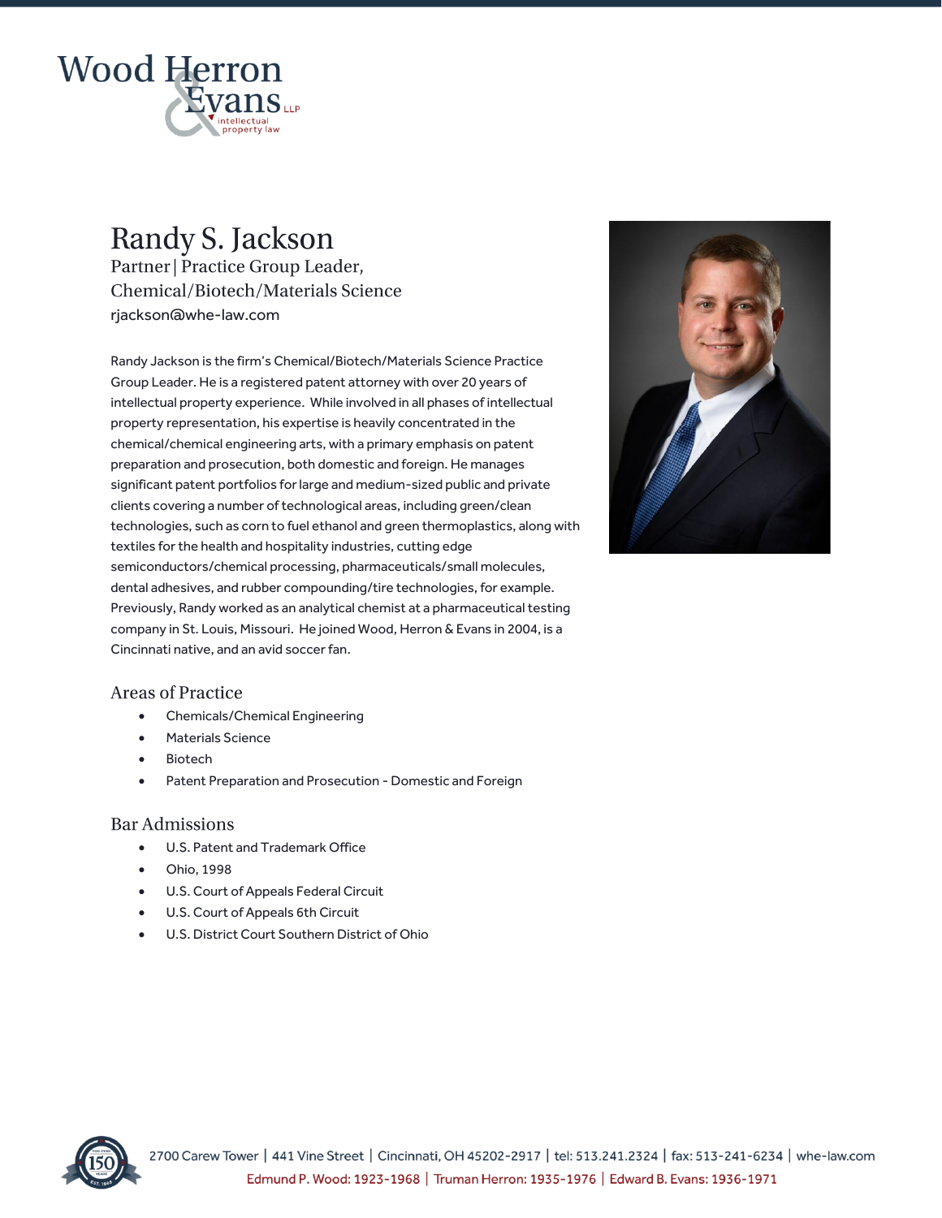Wood Herron & Evans LLP
intellectual property law

# Randy S. Jackson

Partner | Practice Group Leader,
Chemical/Biotech/Materials Science
rjackson@whe-law.com

Randy Jackson is the firm's Chemical/Biotech/Materials Science Practice Group Leader. He is a registered patent attorney with over 20 years of intellectual property experience. While involved in all phases of intellectual property representation, his expertise is heavily concentrated in the chemical/chemical engineering arts, with a primary emphasis on patent preparation and prosecution, both domestic and foreign. He manages significant patent portfolios for large and medium-sized public and private clients covering a number of technological areas, including green/clean technologies, such as corn to fuel ethanol and green thermoplastics, along with textiles for the health and hospitality industries, cutting edge semiconductors/chemical processing, pharmaceuticals/small molecules, dental adhesives, and rubber compounding/tire technologies, for example. Previously, Randy worked as an analytical chemist at a pharmaceutical testing company in St. Louis, Missouri. He joined Wood, Herron & Evans in 2004, is a Cincinnati native, and an avid soccer fan.

## Areas of Practice

- Chemicals/Chemical Engineering
- Materials Science
- Biotech
- Patent Preparation and Prosecution - Domestic and Foreign

## Bar Admissions

- U.S. Patent and Trademark Office
- Ohio, 1998
- U.S. Court of Appeals Federal Circuit
- U.S. Court of Appeals 6th Circuit
- U.S. District Court Southern District of Ohio

2700 Carew Tower | 441 Vine Street | Cincinnati, OH 45202-2917 | tel: 513.241.2324 | fax: 513-241-6234 | whe-law.com
Edmund P. Wood: 1923-1968 | Truman Herron: 1935-1976 | Edward B. Evans: 1936-1971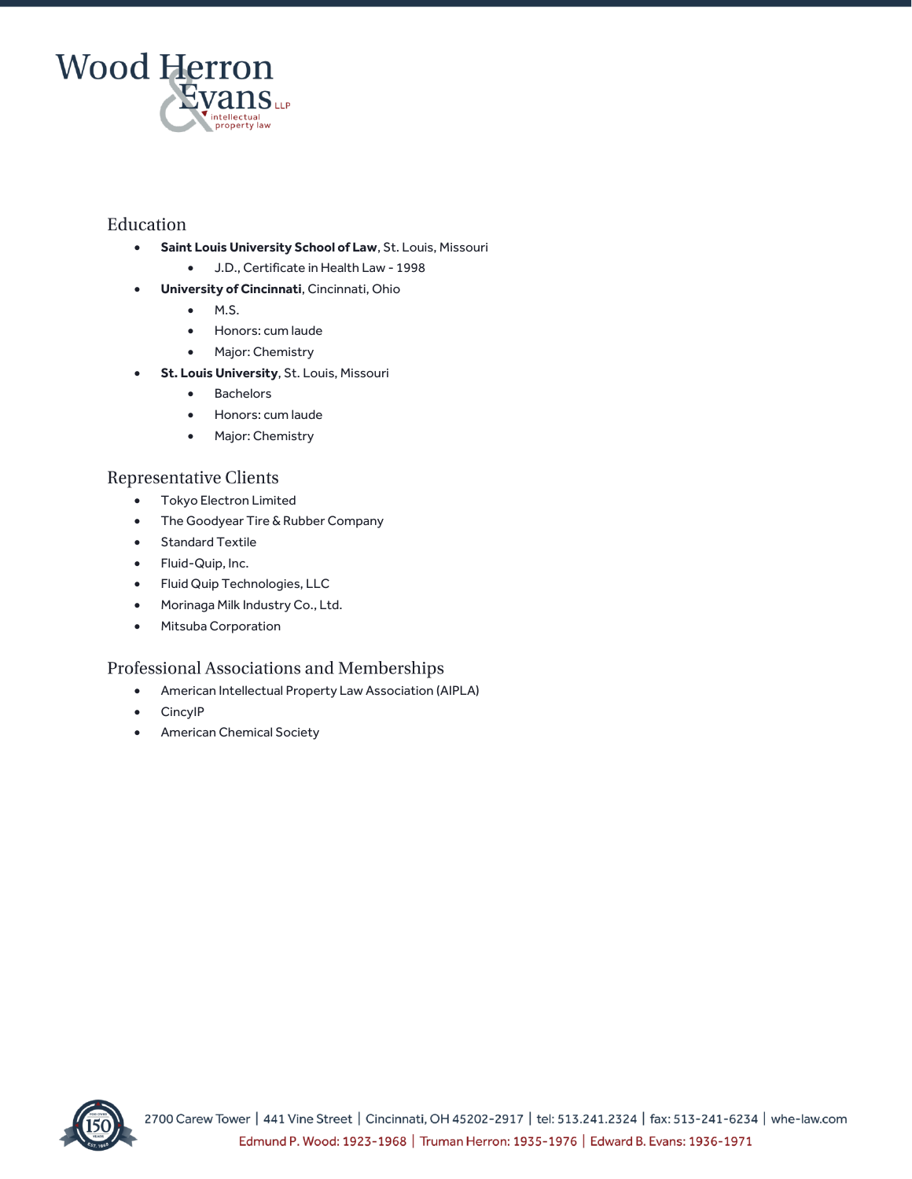## Education

- **Saint Louis University School of Law**, St. Louis, Missouri
    - J.D., Certificate in Health Law - 1998
- **University of Cincinnati**, Cincinnati, Ohio
    - M.S.
    - Honors: cum laude
    - Major: Chemistry
- **St. Louis University**, St. Louis, Missouri
    - Bachelors
    - Honors: cum laude
    - Major: Chemistry

## Representative Clients

- Tokyo Electron Limited
- The Goodyear Tire & Rubber Company
- Standard Textile
- Fluid-Quip, Inc.
- Fluid Quip Technologies, LLC
- Morinaga Milk Industry Co., Ltd.
- Mitsuba Corporation

## Professional Associations and Memberships

- American Intellectual Property Law Association (AIPLA)
- CincyIP
- American Chemical Society